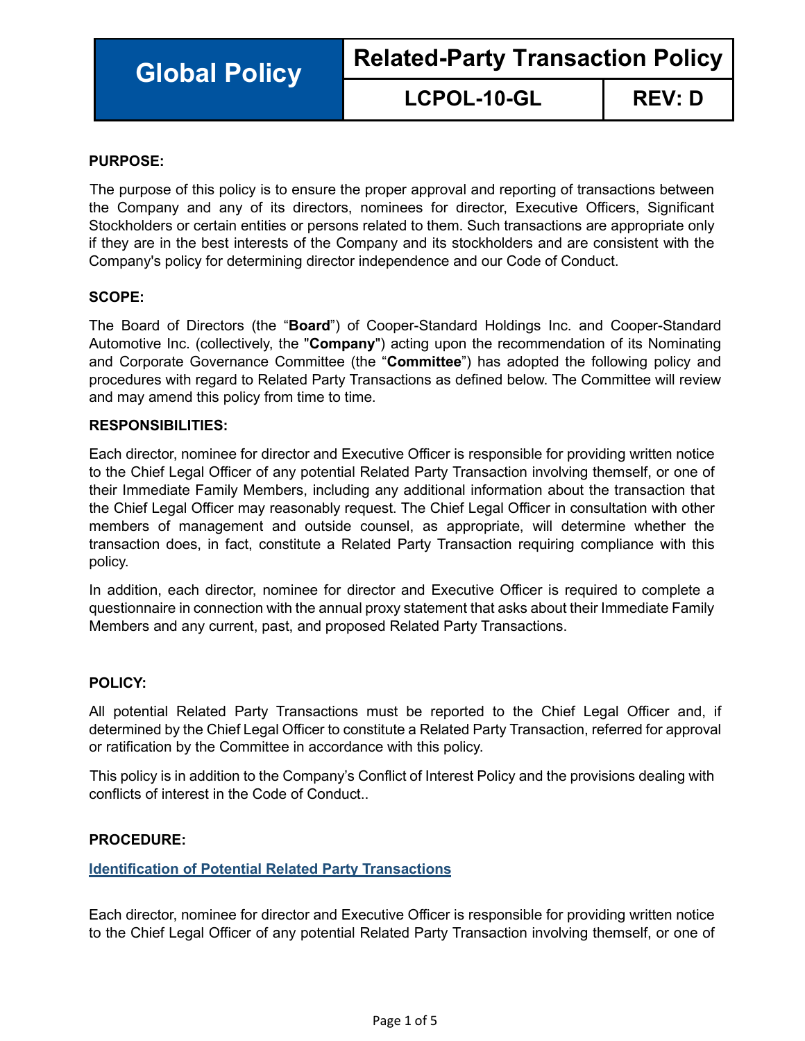| Global Policy | Related-Party Transaction Policy | |
|---|---|---|
| | LCPOL-10-GL | REV: D |

**PURPOSE:**

The purpose of this policy is to ensure the proper approval and reporting of transactions between the Company and any of its directors, nominees for director, Executive Officers, Significant Stockholders or certain entities or persons related to them. Such transactions are appropriate only if they are in the best interests of the Company and its stockholders and are consistent with the Company's policy for determining director independence and our Code of Conduct.

**SCOPE:**

The Board of Directors (the "**Board**") of Cooper-Standard Holdings Inc. and Cooper-Standard Automotive Inc. (collectively, the "**Company**") acting upon the recommendation of its Nominating and Corporate Governance Committee (the "**Committee**") has adopted the following policy and procedures with regard to Related Party Transactions as defined below. The Committee will review and may amend this policy from time to time.

**RESPONSIBILITIES:**

Each director, nominee for director and Executive Officer is responsible for providing written notice to the Chief Legal Officer of any potential Related Party Transaction involving themself, or one of their Immediate Family Members, including any additional information about the transaction that the Chief Legal Officer may reasonably request. The Chief Legal Officer in consultation with other members of management and outside counsel, as appropriate, will determine whether the transaction does, in fact, constitute a Related Party Transaction requiring compliance with this policy.

In addition, each director, nominee for director and Executive Officer is required to complete a questionnaire in connection with the annual proxy statement that asks about their Immediate Family Members and any current, past, and proposed Related Party Transactions.

**POLICY:**

All potential Related Party Transactions must be reported to the Chief Legal Officer and, if determined by the Chief Legal Officer to constitute a Related Party Transaction, referred for approval or ratification by the Committee in accordance with this policy.

This policy is in addition to the Company's Conflict of Interest Policy and the provisions dealing with conflicts of interest in the Code of Conduct..

**PROCEDURE:**

**Identification of Potential Related Party Transactions**

Each director, nominee for director and Executive Officer is responsible for providing written notice to the Chief Legal Officer of any potential Related Party Transaction involving themself, or one of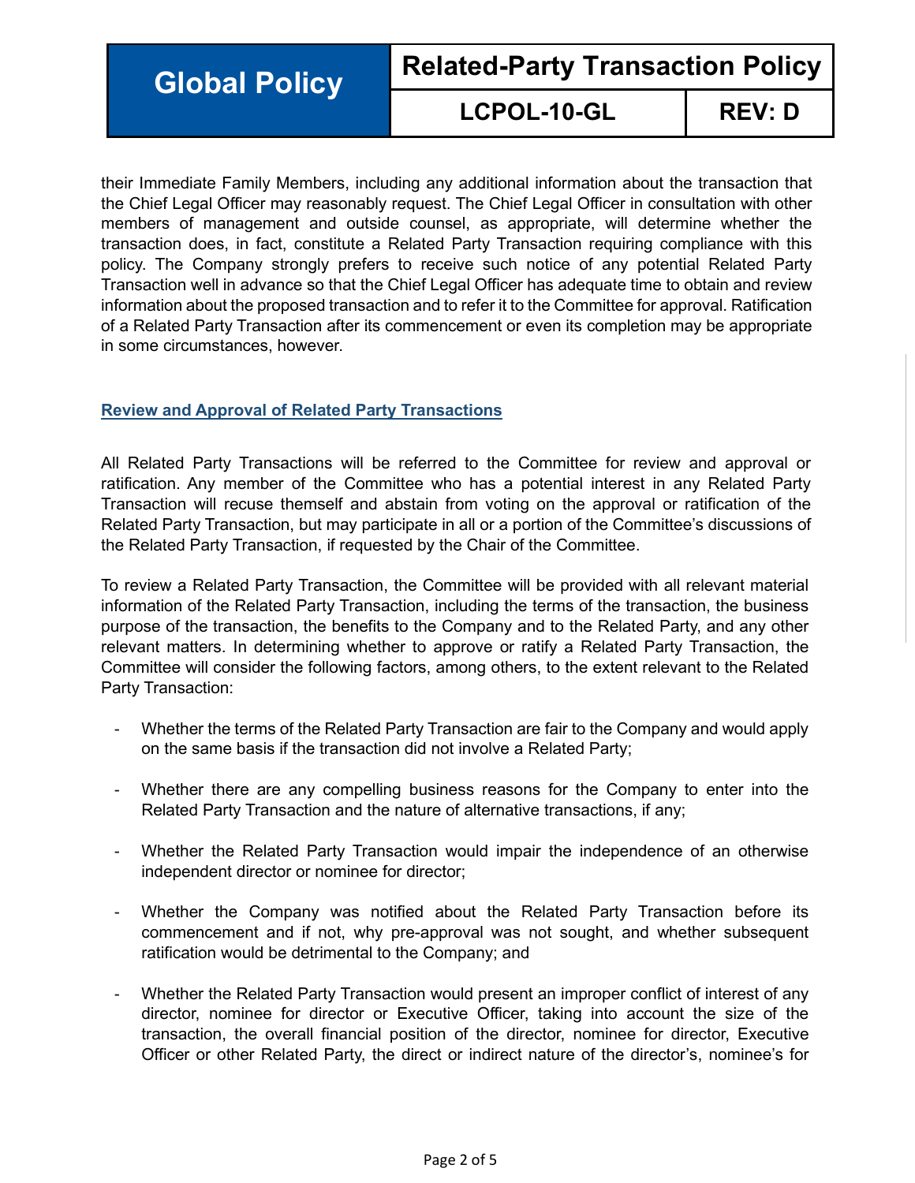their Immediate Family Members, including any additional information about the transaction that the Chief Legal Officer may reasonably request. The Chief Legal Officer in consultation with other members of management and outside counsel, as appropriate, will determine whether the transaction does, in fact, constitute a Related Party Transaction requiring compliance with this policy. The Company strongly prefers to receive such notice of any potential Related Party Transaction well in advance so that the Chief Legal Officer has adequate time to obtain and review information about the proposed transaction and to refer it to the Committee for approval. Ratification of a Related Party Transaction after its commencement or even its completion may be appropriate in some circumstances, however.

## Review and Approval of Related Party Transactions

All Related Party Transactions will be referred to the Committee for review and approval or ratification. Any member of the Committee who has a potential interest in any Related Party Transaction will recuse themself and abstain from voting on the approval or ratification of the Related Party Transaction, but may participate in all or a portion of the Committee's discussions of the Related Party Transaction, if requested by the Chair of the Committee.

To review a Related Party Transaction, the Committee will be provided with all relevant material information of the Related Party Transaction, including the terms of the transaction, the business purpose of the transaction, the benefits to the Company and to the Related Party, and any other relevant matters. In determining whether to approve or ratify a Related Party Transaction, the Committee will consider the following factors, among others, to the extent relevant to the Related Party Transaction:

- Whether the terms of the Related Party Transaction are fair to the Company and would apply on the same basis if the transaction did not involve a Related Party;
- Whether there are any compelling business reasons for the Company to enter into the Related Party Transaction and the nature of alternative transactions, if any;
- Whether the Related Party Transaction would impair the independence of an otherwise independent director or nominee for director;
- Whether the Company was notified about the Related Party Transaction before its commencement and if not, why pre-approval was not sought, and whether subsequent ratification would be detrimental to the Company; and
- Whether the Related Party Transaction would present an improper conflict of interest of any director, nominee for director or Executive Officer, taking into account the size of the transaction, the overall financial position of the director, nominee for director, Executive Officer or other Related Party, the direct or indirect nature of the director's, nominee's for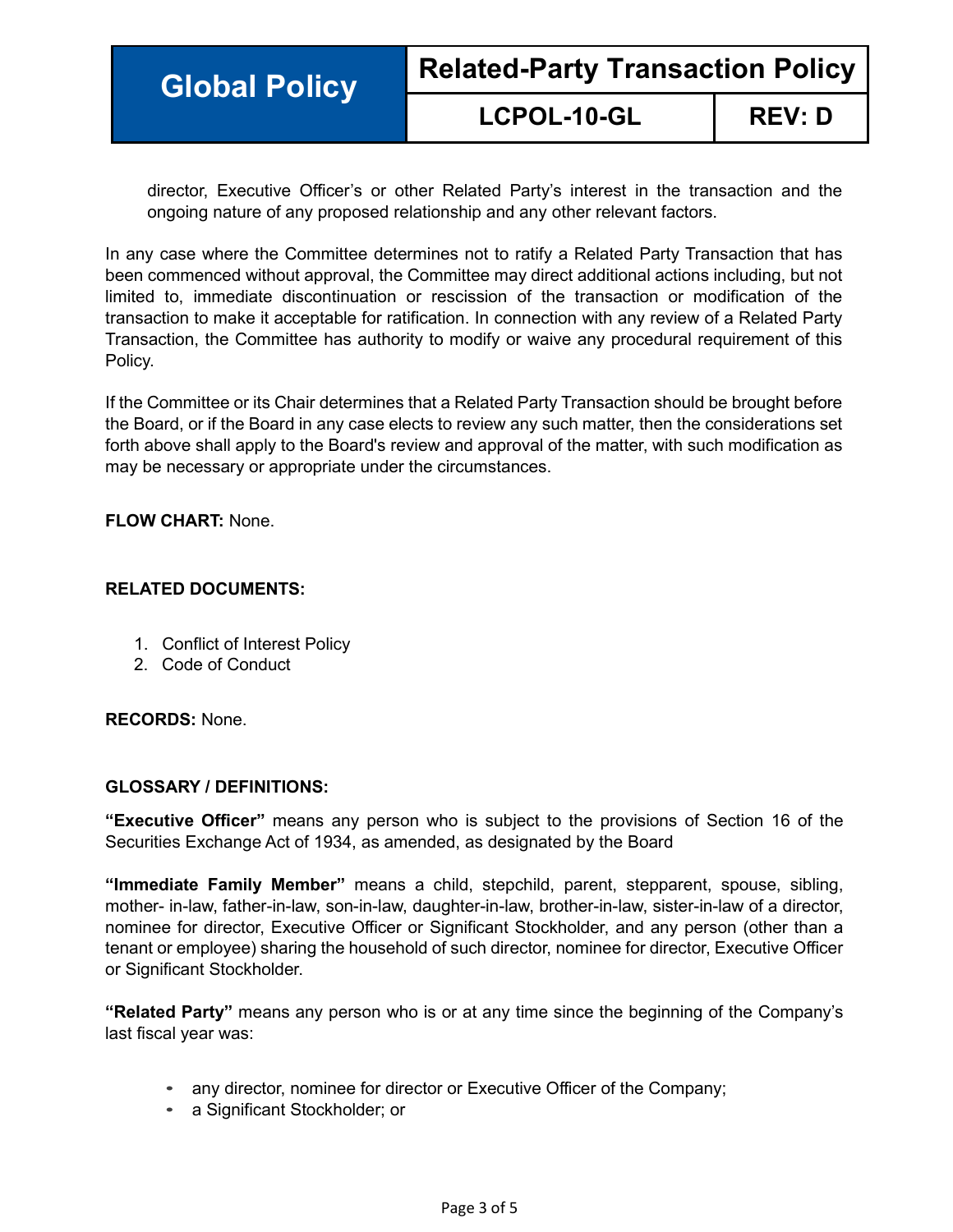director, Executive Officer's or other Related Party's interest in the transaction and the ongoing nature of any proposed relationship and any other relevant factors.

In any case where the Committee determines not to ratify a Related Party Transaction that has been commenced without approval, the Committee may direct additional actions including, but not limited to, immediate discontinuation or rescission of the transaction or modification of the transaction to make it acceptable for ratification. In connection with any review of a Related Party Transaction, the Committee has authority to modify or waive any procedural requirement of this Policy.

If the Committee or its Chair determines that a Related Party Transaction should be brought before the Board, or if the Board in any case elects to review any such matter, then the considerations set forth above shall apply to the Board's review and approval of the matter, with such modification as may be necessary or appropriate under the circumstances.

**FLOW CHART:** None.

**RELATED DOCUMENTS:**

1. Conflict of Interest Policy
2. Code of Conduct

**RECORDS:** None.

**GLOSSARY / DEFINITIONS:**

**"Executive Officer"** means any person who is subject to the provisions of Section 16 of the Securities Exchange Act of 1934, as amended, as designated by the Board

**"Immediate Family Member"** means a child, stepchild, parent, stepparent, spouse, sibling, mother- in-law, father-in-law, son-in-law, daughter-in-law, brother-in-law, sister-in-law of a director, nominee for director, Executive Officer or Significant Stockholder, and any person (other than a tenant or employee) sharing the household of such director, nominee for director, Executive Officer or Significant Stockholder.

**"Related Party"** means any person who is or at any time since the beginning of the Company's last fiscal year was:

- any director, nominee for director or Executive Officer of the Company;
- a Significant Stockholder; or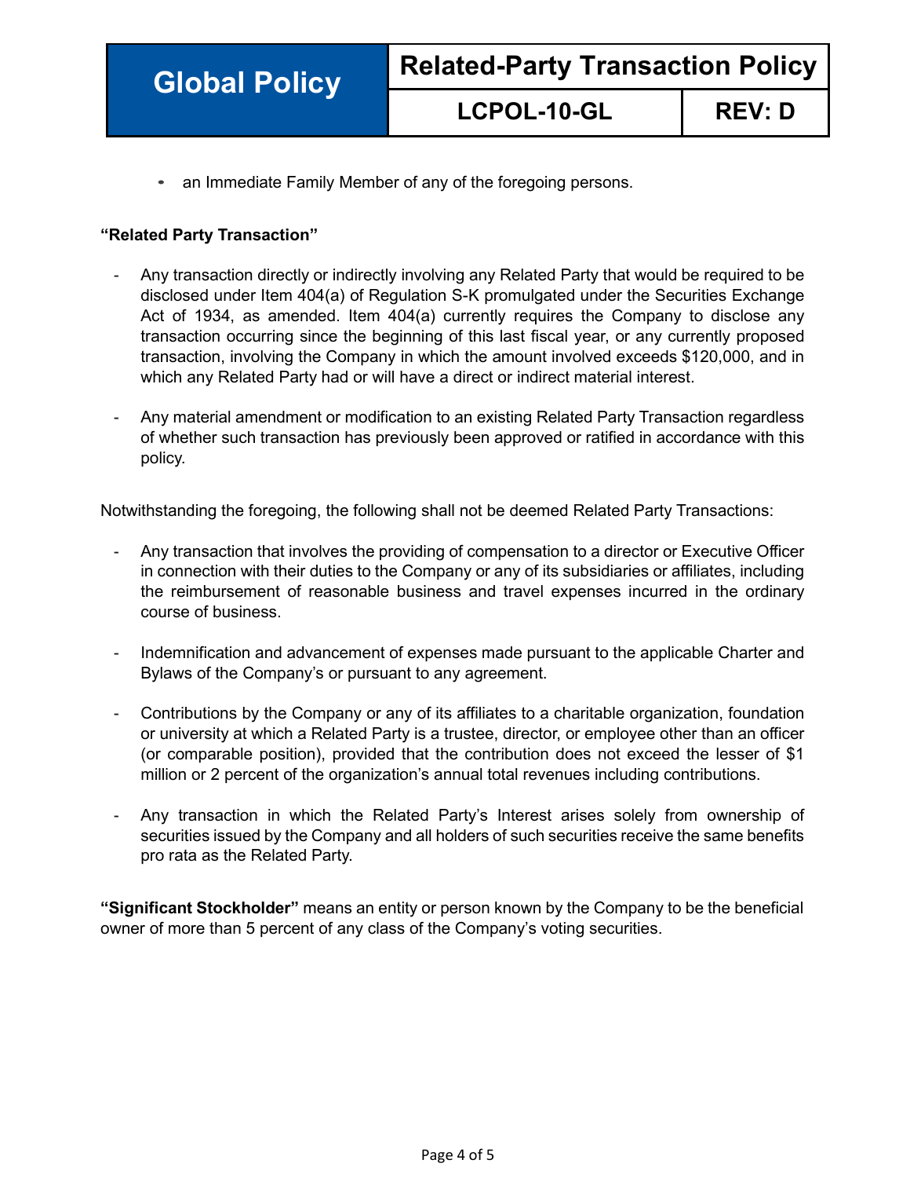- an Immediate Family Member of any of the foregoing persons.

**"Related Party Transaction"**

- Any transaction directly or indirectly involving any Related Party that would be required to be disclosed under Item 404(a) of Regulation S-K promulgated under the Securities Exchange Act of 1934, as amended. Item 404(a) currently requires the Company to disclose any transaction occurring since the beginning of this last fiscal year, or any currently proposed transaction, involving the Company in which the amount involved exceeds $120,000, and in which any Related Party had or will have a direct or indirect material interest.

- Any material amendment or modification to an existing Related Party Transaction regardless of whether such transaction has previously been approved or ratified in accordance with this policy.

Notwithstanding the foregoing, the following shall not be deemed Related Party Transactions:

- Any transaction that involves the providing of compensation to a director or Executive Officer in connection with their duties to the Company or any of its subsidiaries or affiliates, including the reimbursement of reasonable business and travel expenses incurred in the ordinary course of business.

- Indemnification and advancement of expenses made pursuant to the applicable Charter and Bylaws of the Company's or pursuant to any agreement.

- Contributions by the Company or any of its affiliates to a charitable organization, foundation or university at which a Related Party is a trustee, director, or employee other than an officer (or comparable position), provided that the contribution does not exceed the lesser of $1 million or 2 percent of the organization's annual total revenues including contributions.

- Any transaction in which the Related Party's Interest arises solely from ownership of securities issued by the Company and all holders of such securities receive the same benefits pro rata as the Related Party.

**"Significant Stockholder"** means an entity or person known by the Company to be the beneficial owner of more than 5 percent of any class of the Company's voting securities.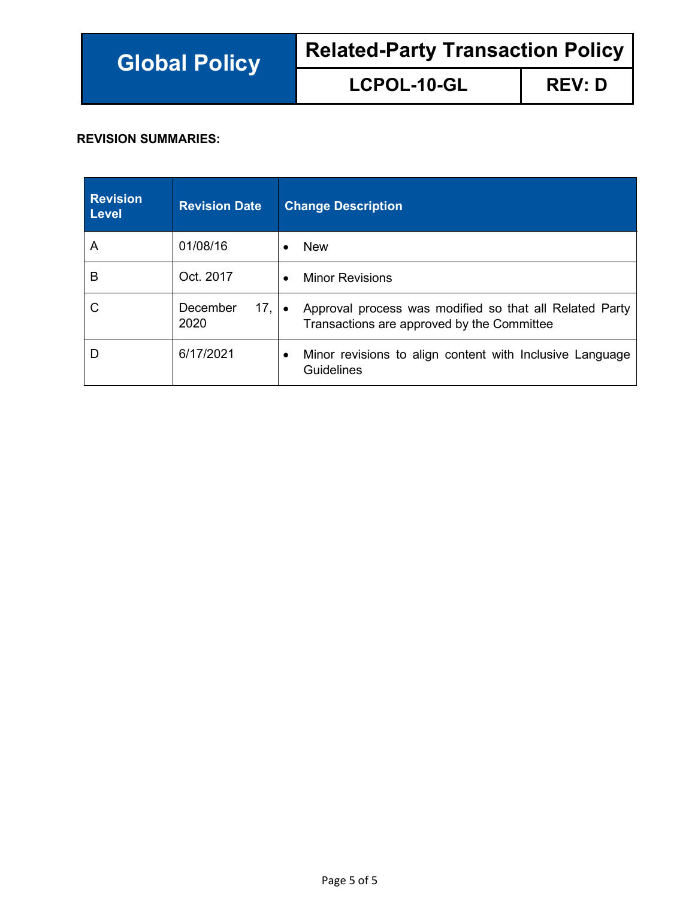**REVISION SUMMARIES:**

| Revision Level | Revision Date | Change Description |
| --- | --- | --- |
| A | 01/08/16 | • New |
| B | Oct. 2017 | • Minor Revisions |
| C | December 17, 2020 | • Approval process was modified so that all Related Party Transactions are approved by the Committee |
| D | 6/17/2021 | • Minor revisions to align content with Inclusive Language Guidelines |